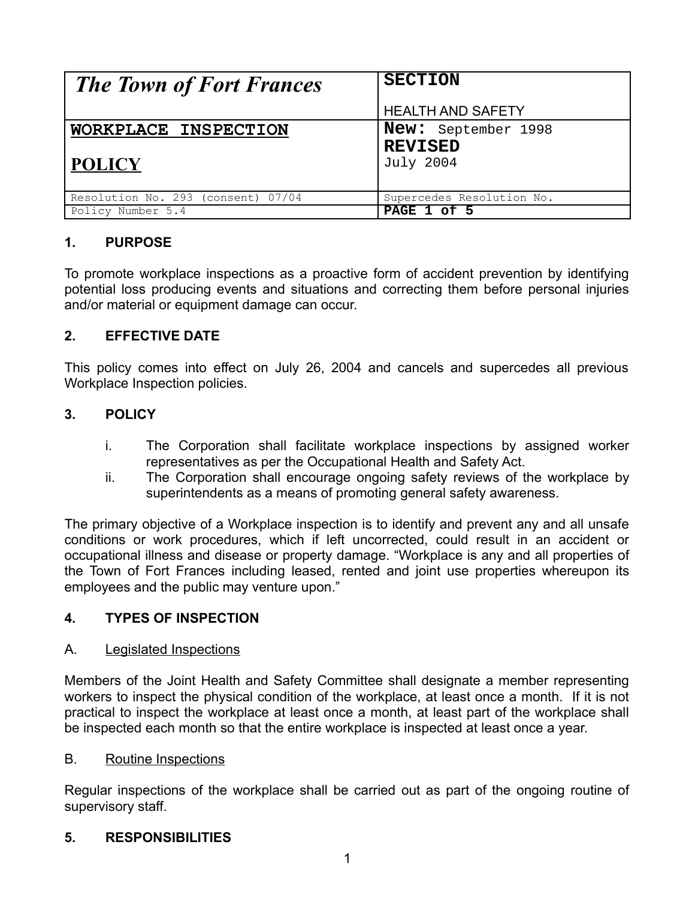| *The Town of Fort Frances* | **SECTION**<br><br>HEALTH AND SAFETY |
|---|---|
| **WORKPLACE INSPECTION**<br><br>**POLICY** | **New:** September 1998<br>**REVISED**<br>July 2004 |
| Resolution No. 293 (consent) 07/04 | Supercedes Resolution No. |
| Policy Number 5.4 | **PAGE 1 of 5** |

## 1. PURPOSE

To promote workplace inspections as a proactive form of accident prevention by identifying potential loss producing events and situations and correcting them before personal injuries and/or material or equipment damage can occur.

## 2. EFFECTIVE DATE

This policy comes into effect on July 26, 2004 and cancels and supercedes all previous Workplace Inspection policies.

## 3. POLICY

i. The Corporation shall facilitate workplace inspections by assigned worker representatives as per the Occupational Health and Safety Act.
ii. The Corporation shall encourage ongoing safety reviews of the workplace by superintendents as a means of promoting general safety awareness.

The primary objective of a Workplace inspection is to identify and prevent any and all unsafe conditions or work procedures, which if left uncorrected, could result in an accident or occupational illness and disease or property damage. "Workplace is any and all properties of the Town of Fort Frances including leased, rented and joint use properties whereupon its employees and the public may venture upon."

## 4. TYPES OF INSPECTION

A. Legislated Inspections

Members of the Joint Health and Safety Committee shall designate a member representing workers to inspect the physical condition of the workplace, at least once a month. If it is not practical to inspect the workplace at least once a month, at least part of the workplace shall be inspected each month so that the entire workplace is inspected at least once a year.

B. Routine Inspections

Regular inspections of the workplace shall be carried out as part of the ongoing routine of supervisory staff.

## 5. RESPONSIBILITIES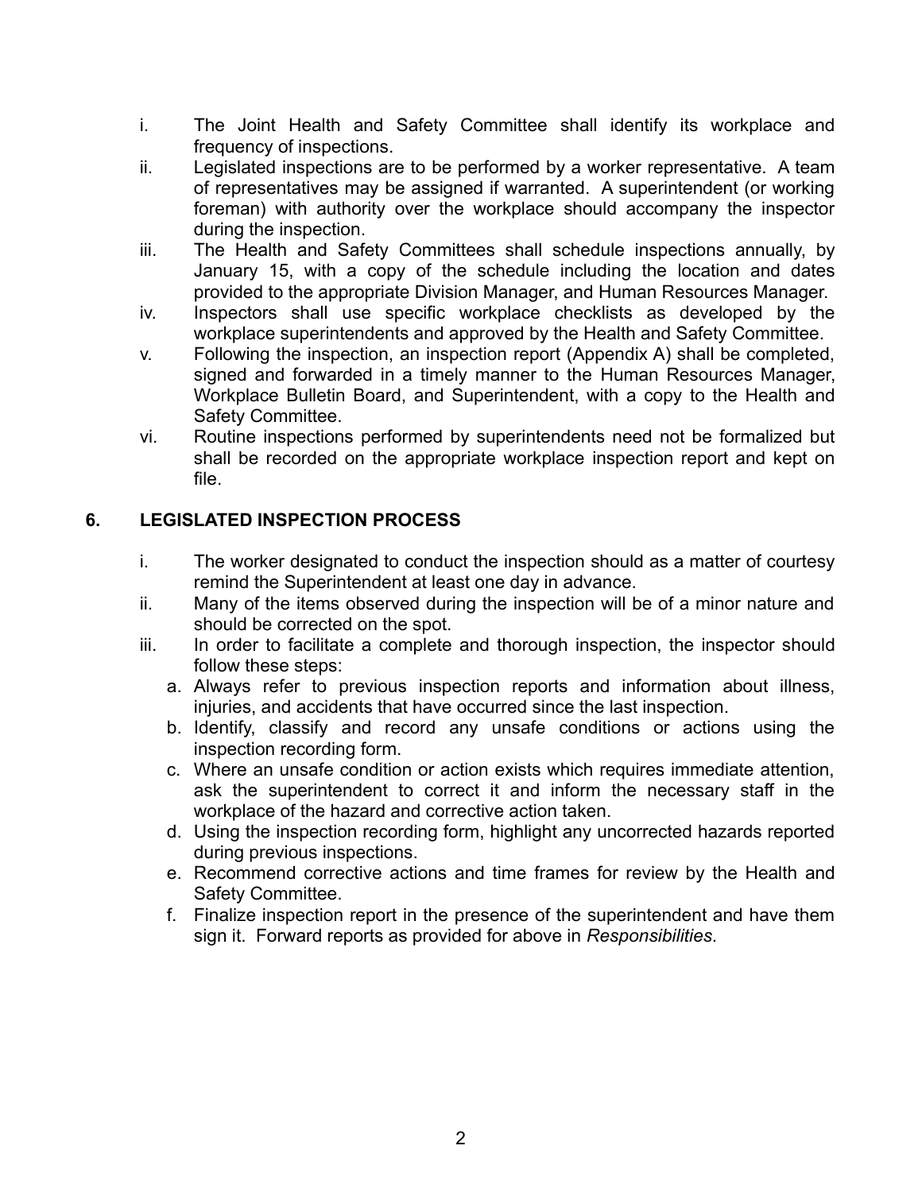i. The Joint Health and Safety Committee shall identify its workplace and frequency of inspections.

ii. Legislated inspections are to be performed by a worker representative. A team of representatives may be assigned if warranted. A superintendent (or working foreman) with authority over the workplace should accompany the inspector during the inspection.

iii. The Health and Safety Committees shall schedule inspections annually, by January 15, with a copy of the schedule including the location and dates provided to the appropriate Division Manager, and Human Resources Manager.

iv. Inspectors shall use specific workplace checklists as developed by the workplace superintendents and approved by the Health and Safety Committee.

v. Following the inspection, an inspection report (Appendix A) shall be completed, signed and forwarded in a timely manner to the Human Resources Manager, Workplace Bulletin Board, and Superintendent, with a copy to the Health and Safety Committee.

vi. Routine inspections performed by superintendents need not be formalized but shall be recorded on the appropriate workplace inspection report and kept on file.

## 6. LEGISLATED INSPECTION PROCESS

i. The worker designated to conduct the inspection should as a matter of courtesy remind the Superintendent at least one day in advance.

ii. Many of the items observed during the inspection will be of a minor nature and should be corrected on the spot.

iii. In order to facilitate a complete and thorough inspection, the inspector should follow these steps:

   a. Always refer to previous inspection reports and information about illness, injuries, and accidents that have occurred since the last inspection.
   b. Identify, classify and record any unsafe conditions or actions using the inspection recording form.
   c. Where an unsafe condition or action exists which requires immediate attention, ask the superintendent to correct it and inform the necessary staff in the workplace of the hazard and corrective action taken.
   d. Using the inspection recording form, highlight any uncorrected hazards reported during previous inspections.
   e. Recommend corrective actions and time frames for review by the Health and Safety Committee.
   f. Finalize inspection report in the presence of the superintendent and have them sign it. Forward reports as provided for above in *Responsibilities*.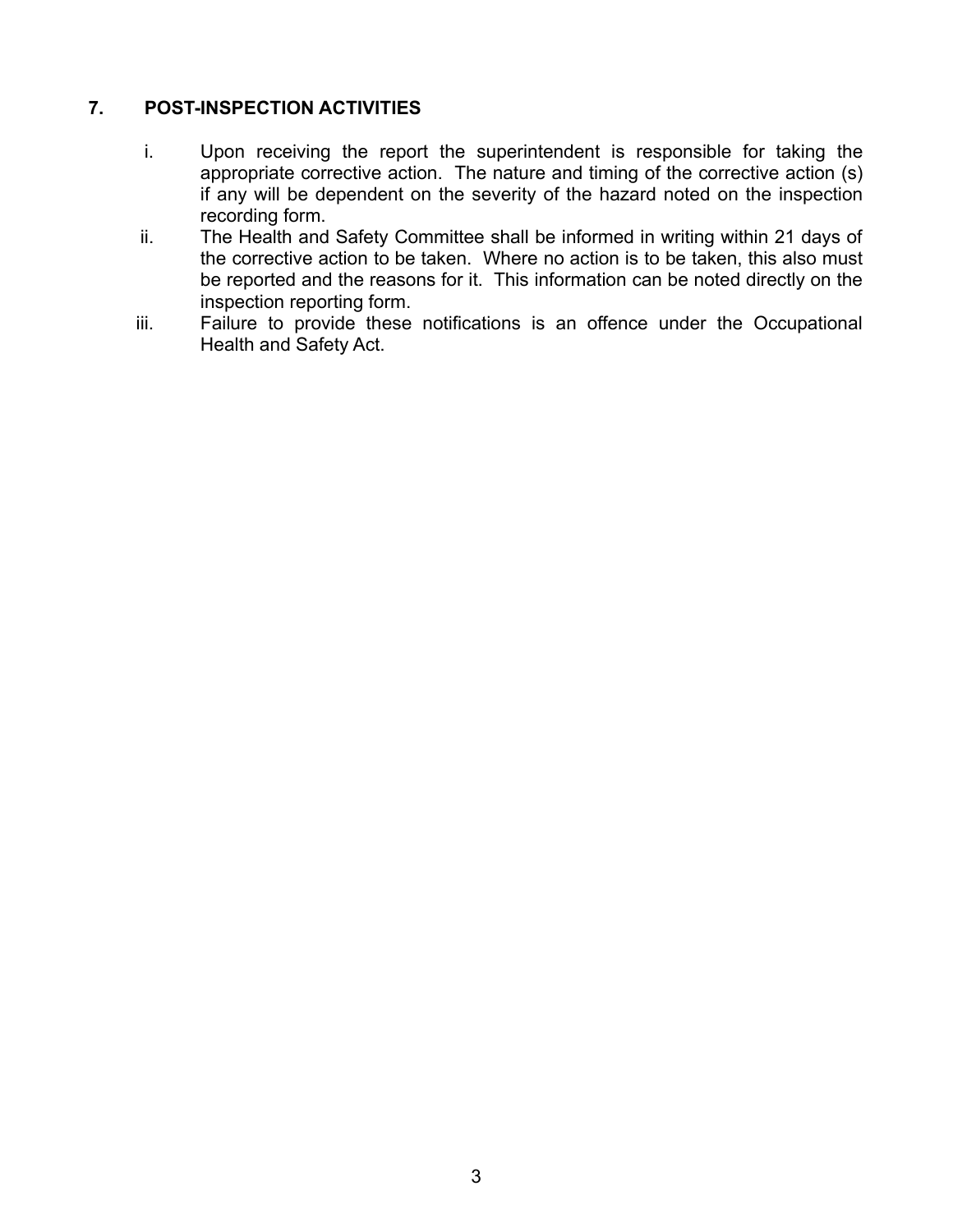## 7. POST-INSPECTION ACTIVITIES

i. Upon receiving the report the superintendent is responsible for taking the appropriate corrective action. The nature and timing of the corrective action (s) if any will be dependent on the severity of the hazard noted on the inspection recording form.

ii. The Health and Safety Committee shall be informed in writing within 21 days of the corrective action to be taken. Where no action is to be taken, this also must be reported and the reasons for it. This information can be noted directly on the inspection reporting form.

iii. Failure to provide these notifications is an offence under the Occupational Health and Safety Act.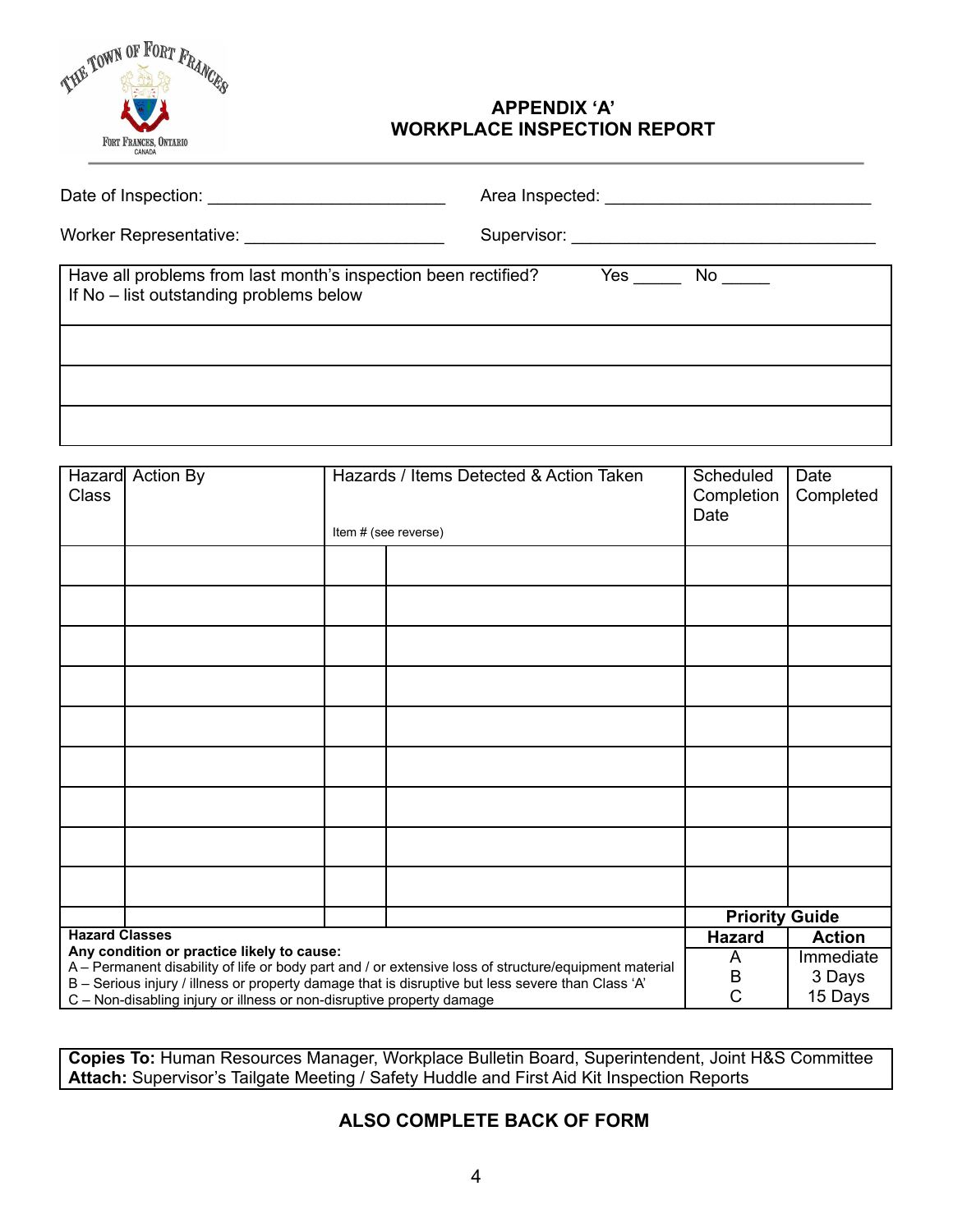THE TOWN OF FORT FRANCES
FORT FRANCES, ONTARIO
CANADA

# APPENDIX 'A'
# WORKPLACE INSPECTION REPORT

Date of Inspection: ________________________ Area Inspected: ___________________________

Worker Representative: ____________________ Supervisor: _______________________________

| Have all problems from last month's inspection been rectified? Yes _____ No _____<br>If No – list outstanding problems below |
|---|
| |
| |
| |

| Hazard Class | Action By | Hazards / Items Detected & Action Taken<br>Item # (see reverse) | | Scheduled Completion Date | Date Completed |
|---|---|---|---|---|---|
| | | | | | |
| | | | | | |
| | | | | | |
| | | | | | |
| | | | | | |
| | | | | | |
| | | | | | |
| | | | | | |
| | | | | | |
| | | | | | |

**Hazard Classes**
**Any condition or practice likely to cause:**
A – Permanent disability of life or body part and / or extensive loss of structure/equipment material
B – Serious injury / illness or property damage that is disruptive but less severe than Class 'A'
C – Non-disabling injury or illness or non-disruptive property damage

**Priority Guide**

| Hazard | Action |
|---|---|
| A | Immediate |
| B | 3 Days |
| C | 15 Days |

**Copies To:** Human Resources Manager, Workplace Bulletin Board, Superintendent, Joint H&S Committee
**Attach:** Supervisor's Tailgate Meeting / Safety Huddle and First Aid Kit Inspection Reports

**ALSO COMPLETE BACK OF FORM**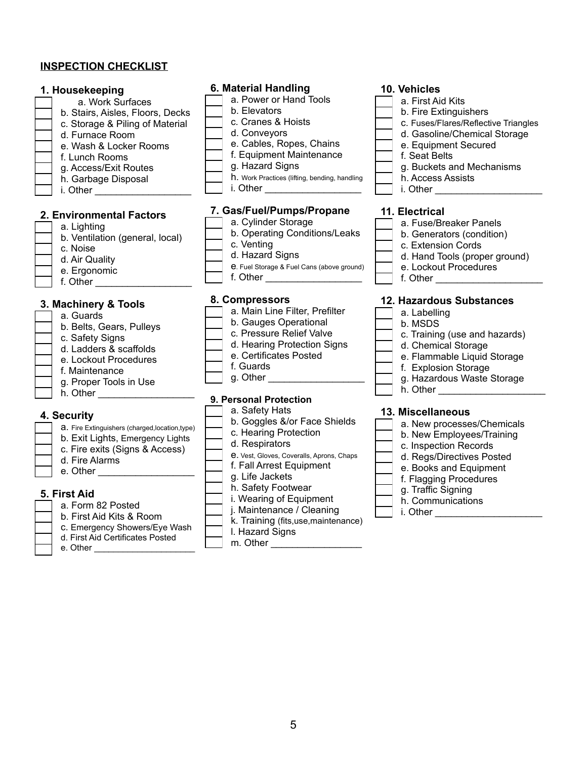## INSPECTION CHECKLIST

### 1. Housekeeping

- [ ] a. Work Surfaces
- [ ] b. Stairs, Aisles, Floors, Decks
- [ ] c. Storage & Piling of Material
- [ ] d. Furnace Room
- [ ] e. Wash & Locker Rooms
- [ ] f. Lunch Rooms
- [ ] g. Access/Exit Routes
- [ ] h. Garbage Disposal
- [ ] i. Other __________________

### 2. Environmental Factors

- [ ] a. Lighting
- [ ] b. Ventilation (general, local)
- [ ] c. Noise
- [ ] d. Air Quality
- [ ] e. Ergonomic
- [ ] f. Other __________________

### 3. Machinery & Tools

- [ ] a. Guards
- [ ] b. Belts, Gears, Pulleys
- [ ] c. Safety Signs
- [ ] d. Ladders & scaffolds
- [ ] e. Lockout Procedures
- [ ] f. Maintenance
- [ ] g. Proper Tools in Use
- [ ] h. Other __________________

### 4. Security

- [ ] a. Fire Extinguishers (charged,location,type)
- [ ] b. Exit Lights, Emergency Lights
- [ ] c. Fire exits (Signs & Access)
- [ ] d. Fire Alarms
- [ ] e. Other __________________

### 5. First Aid

- [ ] a. Form 82 Posted
- [ ] b. First Aid Kits & Room
- [ ] c. Emergency Showers/Eye Wash
- [ ] d. First Aid Certificates Posted
- [ ] e. Other ____________________

### 6. Material Handling

- [ ] a. Power or Hand Tools
- [ ] b. Elevators
- [ ] c. Cranes & Hoists
- [ ] d. Conveyors
- [ ] e. Cables, Ropes, Chains
- [ ] f. Equipment Maintenance
- [ ] g. Hazard Signs
- [ ] h. Work Practices (lifting, bending, handling
- [ ] i. Other __________________

### 7. Gas/Fuel/Pumps/Propane

- [ ] a. Cylinder Storage
- [ ] b. Operating Conditions/Leaks
- [ ] c. Venting
- [ ] d. Hazard Signs
- [ ] e. Fuel Storage & Fuel Cans (above ground)
- [ ] f. Other __________________

### 8. Compressors

- [ ] a. Main Line Filter, Prefilter
- [ ] b. Gauges Operational
- [ ] c. Pressure Relief Valve
- [ ] d. Hearing Protection Signs
- [ ] e. Certificates Posted
- [ ] f. Guards
- [ ] g. Other __________________

### 9. Personal Protection

- [ ] a. Safety Hats
- [ ] b. Goggles &/or Face Shields
- [ ] c. Hearing Protection
- [ ] d. Respirators
- [ ] e. Vest, Gloves, Coveralls, Aprons, Chaps
- [ ] f. Fall Arrest Equipment
- [ ] g. Life Jackets
- [ ] h. Safety Footwear
- [ ] i. Wearing of Equipment
- [ ] j. Maintenance / Cleaning
- [ ] k. Training (fits,use,maintenance)
- [ ] l. Hazard Signs
- [ ] m. Other _________________

### 10. Vehicles

- [ ] a. First Aid Kits
- [ ] b. Fire Extinguishers
- [ ] c. Fuses/Flares/Reflective Triangles
- [ ] d. Gasoline/Chemical Storage
- [ ] e. Equipment Secured
- [ ] f. Seat Belts
- [ ] g. Buckets and Mechanisms
- [ ] h. Access Assists
- [ ] i. Other ____________________

### 11. Electrical

- [ ] a. Fuse/Breaker Panels
- [ ] b. Generators (condition)
- [ ] c. Extension Cords
- [ ] d. Hand Tools (proper ground)
- [ ] e. Lockout Procedures
- [ ] f. Other ____________________

### 12. Hazardous Substances

- [ ] a. Labelling
- [ ] b. MSDS
- [ ] c. Training (use and hazards)
- [ ] d. Chemical Storage
- [ ] e. Flammable Liquid Storage
- [ ] f. Explosion Storage
- [ ] g. Hazardous Waste Storage
- [ ] h. Other ____________________

### 13. Miscellaneous

- [ ] a. New processes/Chemicals
- [ ] b. New Employees/Training
- [ ] c. Inspection Records
- [ ] d. Regs/Directives Posted
- [ ] e. Books and Equipment
- [ ] f. Flagging Procedures
- [ ] g. Traffic Signing
- [ ] h. Communications
- [ ] i. Other ____________________